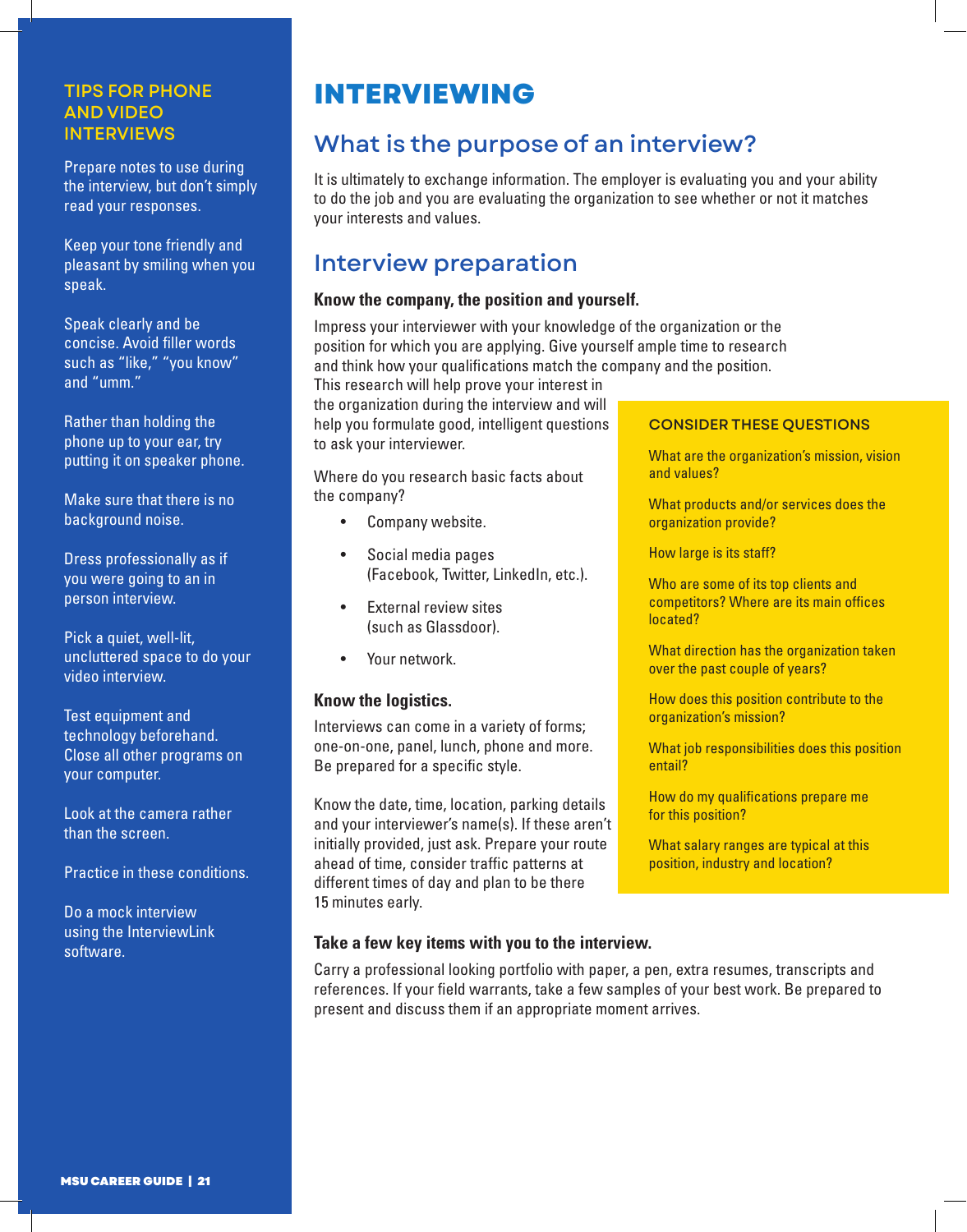# INTERVIEWING

## What is the purpose of an interview?

It is ultimately to exchange information. The employer is evaluating you and your ability to do the job and you are evaluating the organization to see whether or not it matches your interests and values.

## Interview preparation

**Know the company, the position and yourself.**

Impress your interviewer with your knowledge of the organization or the position for which you are applying. Give yourself ample time to research and think how your qualifications match the company and the position. This research will help prove your interest in the organization during the interview and will help you formulate good, intelligent questions to ask your interviewer.

Where do you research basic facts about the company?

- Company website.
- Social media pages (Facebook, Twitter, LinkedIn, etc.).
- External review sites (such as Glassdoor).
- Your network.

### CONSIDER THESE QUESTIONS

What are the organization's mission, vision and values?

What products and/or services does the organization provide?

How large is its staff?

Who are some of its top clients and competitors? Where are its main offices located?

What direction has the organization taken over the past couple of years?

How does this position contribute to the organization's mission?

What job responsibilities does this position entail?

How do my qualifications prepare me for this position?

What salary ranges are typical at this position, industry and location?

**Know the logistics.**

Interviews can come in a variety of forms; one-on-one, panel, lunch, phone and more. Be prepared for a specific style.

Know the date, time, location, parking details and your interviewer's name(s). If these aren't initially provided, just ask. Prepare your route ahead of time, consider traffic patterns at different times of day and plan to be there 15 minutes early.

**Take a few key items with you to the interview.**

Carry a professional looking portfolio with paper, a pen, extra resumes, transcripts and references. If your field warrants, take a few samples of your best work. Be prepared to present and discuss them if an appropriate moment arrives.

### TIPS FOR PHONE AND VIDEO INTERVIEWS

Prepare notes to use during the interview, but don't simply read your responses.

Keep your tone friendly and pleasant by smiling when you speak.

Speak clearly and be concise. Avoid filler words such as "like," "you know" and "umm."

Rather than holding the phone up to your ear, try putting it on speaker phone.

Make sure that there is no background noise.

Dress professionally as if you were going to an in person interview.

Pick a quiet, well-lit, uncluttered space to do your video interview.

Test equipment and technology beforehand. Close all other programs on your computer.

Look at the camera rather than the screen.

Practice in these conditions.

Do a mock interview using the InterviewLink software.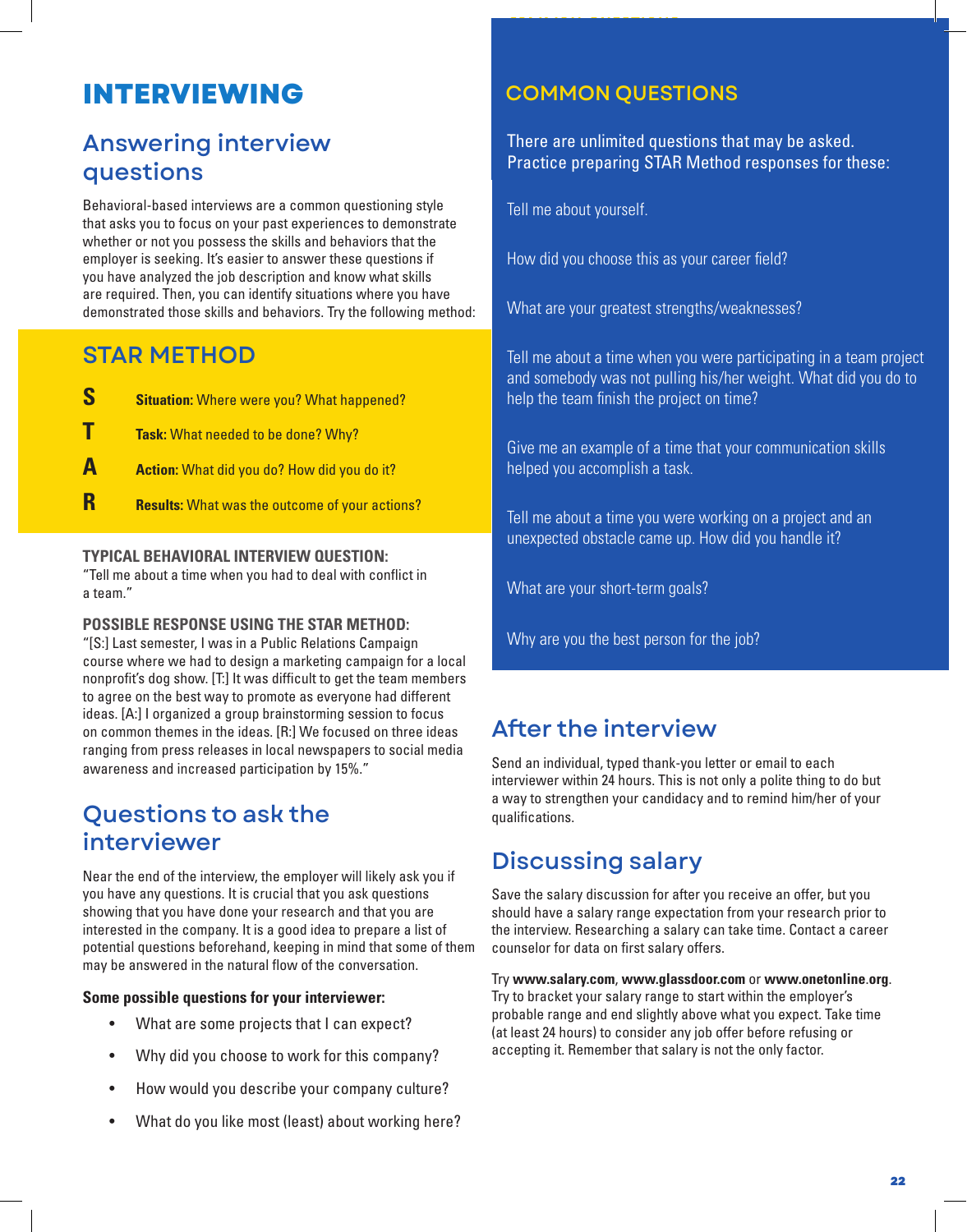# INTERVIEWING

## Answering interview questions

Behavioral-based interviews are a common questioning style that asks you to focus on your past experiences to demonstrate whether or not you possess the skills and behaviors that the employer is seeking. It's easier to answer these questions if you have analyzed the job description and know what skills are required. Then, you can identify situations where you have demonstrated those skills and behaviors. Try the following method:

### STAR METHOD

**S** — **Situation:** Where were you? What happened?

**T** — **Task:** What needed to be done? Why?

**A** — **Action:** What did you do? How did you do it?

**R** — **Results:** What was the outcome of your actions?

**TYPICAL BEHAVIORAL INTERVIEW QUESTION:**
"Tell me about a time when you had to deal with conflict in a team."

**POSSIBLE RESPONSE USING THE STAR METHOD:**
"[S:] Last semester, I was in a Public Relations Campaign course where we had to design a marketing campaign for a local nonprofit's dog show. [T:] It was difficult to get the team members to agree on the best way to promote as everyone had different ideas. [A:] I organized a group brainstorming session to focus on common themes in the ideas. [R:] We focused on three ideas ranging from press releases in local newspapers to social media awareness and increased participation by 15%."

## Questions to ask the interviewer

Near the end of the interview, the employer will likely ask you if you have any questions. It is crucial that you ask questions showing that you have done your research and that you are interested in the company. It is a good idea to prepare a list of potential questions beforehand, keeping in mind that some of them may be answered in the natural flow of the conversation.

**Some possible questions for your interviewer:**

- What are some projects that I can expect?
- Why did you choose to work for this company?
- How would you describe your company culture?
- What do you like most (least) about working here?

### COMMON QUESTIONS

There are unlimited questions that may be asked. Practice preparing STAR Method responses for these:

Tell me about yourself.

How did you choose this as your career field?

What are your greatest strengths/weaknesses?

Tell me about a time when you were participating in a team project and somebody was not pulling his/her weight. What did you do to help the team finish the project on time?

Give me an example of a time that your communication skills helped you accomplish a task.

Tell me about a time you were working on a project and an unexpected obstacle came up. How did you handle it?

What are your short-term goals?

Why are you the best person for the job?

## After the interview

Send an individual, typed thank-you letter or email to each interviewer within 24 hours. This is not only a polite thing to do but a way to strengthen your candidacy and to remind him/her of your qualifications.

## Discussing salary

Save the salary discussion for after you receive an offer, but you should have a salary range expectation from your research prior to the interview. Researching a salary can take time. Contact a career counselor for data on first salary offers.

Try **www.salary.com**, **www.glassdoor.com** or **www.onetonline.org**. Try to bracket your salary range to start within the employer's probable range and end slightly above what you expect. Take time (at least 24 hours) to consider any job offer before refusing or accepting it. Remember that salary is not the only factor.